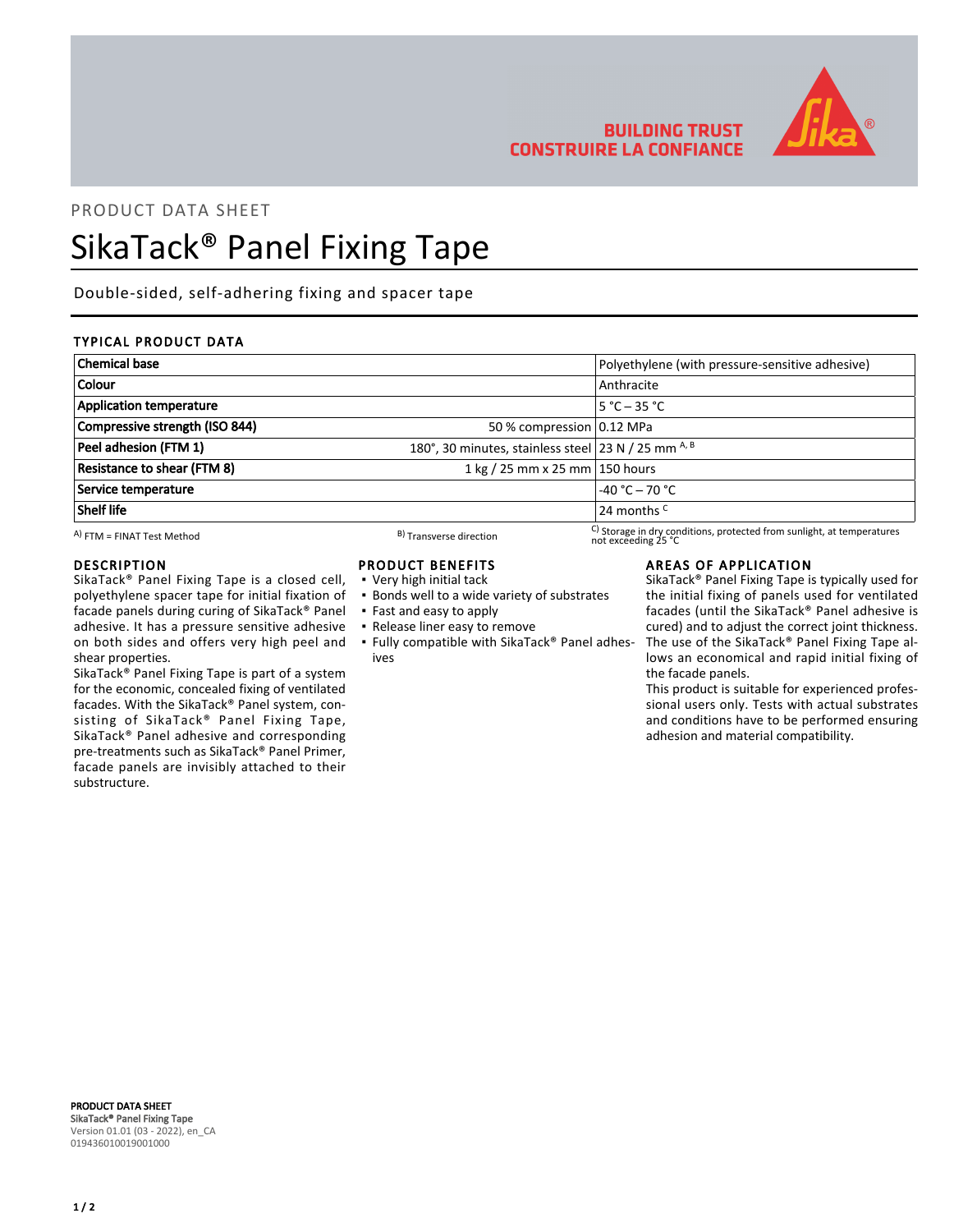BUILDING TRUST
CONSTRUIRE LA CONFIANCE

PRODUCT DATA SHEET

# SikaTack® Panel Fixing Tape

Double-sided, self-adhering fixing and spacer tape

## TYPICAL PRODUCT DATA

| Property | Condition | Value |
|---|---|---|
| **Chemical base** | | Polyethylene (with pressure-sensitive adhesive) |
| **Colour** | | Anthracite |
| **Application temperature** | | 5 °C – 35 °C |
| **Compressive strength (ISO 844)** | 50 % compression | 0.12 MPa |
| **Peel adhesion (FTM 1)** | 180°, 30 minutes, stainless steel | 23 N / 25 mm [A, B] |
| **Resistance to shear (FTM 8)** | 1 kg / 25 mm x 25 mm | 150 hours |
| **Service temperature** | | -40 °C – 70 °C |
| **Shelf life** | | 24 months [C] |

[A] FTM = FINAT Test Method

[B] Transverse direction

[C] Storage in dry conditions, protected from sunlight, at temperatures not exceeding 25 °C

## DESCRIPTION

SikaTack® Panel Fixing Tape is a closed cell, polyethylene spacer tape for initial fixation of facade panels during curing of SikaTack® Panel adhesive. It has a pressure sensitive adhesive on both sides and offers very high peel and shear properties.

SikaTack® Panel Fixing Tape is part of a system for the economic, concealed fixing of ventilated facades. With the SikaTack® Panel system, consisting of SikaTack® Panel Fixing Tape, SikaTack® Panel adhesive and corresponding pre-treatments such as SikaTack® Panel Primer, facade panels are invisibly attached to their substructure.

## PRODUCT BENEFITS

- Very high initial tack
- Bonds well to a wide variety of substrates
- Fast and easy to apply
- Release liner easy to remove
- Fully compatible with SikaTack® Panel adhesives

## AREAS OF APPLICATION

SikaTack® Panel Fixing Tape is typically used for the initial fixing of panels used for ventilated facades (until the SikaTack® Panel adhesive is cured) and to adjust the correct joint thickness. The use of the SikaTack® Panel Fixing Tape allows an economical and rapid initial fixing of the facade panels.

This product is suitable for experienced professional users only. Tests with actual substrates and conditions have to be performed ensuring adhesion and material compatibility.

**PRODUCT DATA SHEET**
**SikaTack® Panel Fixing Tape**
Version 01.01 (03 - 2022), en_CA
019436010019001000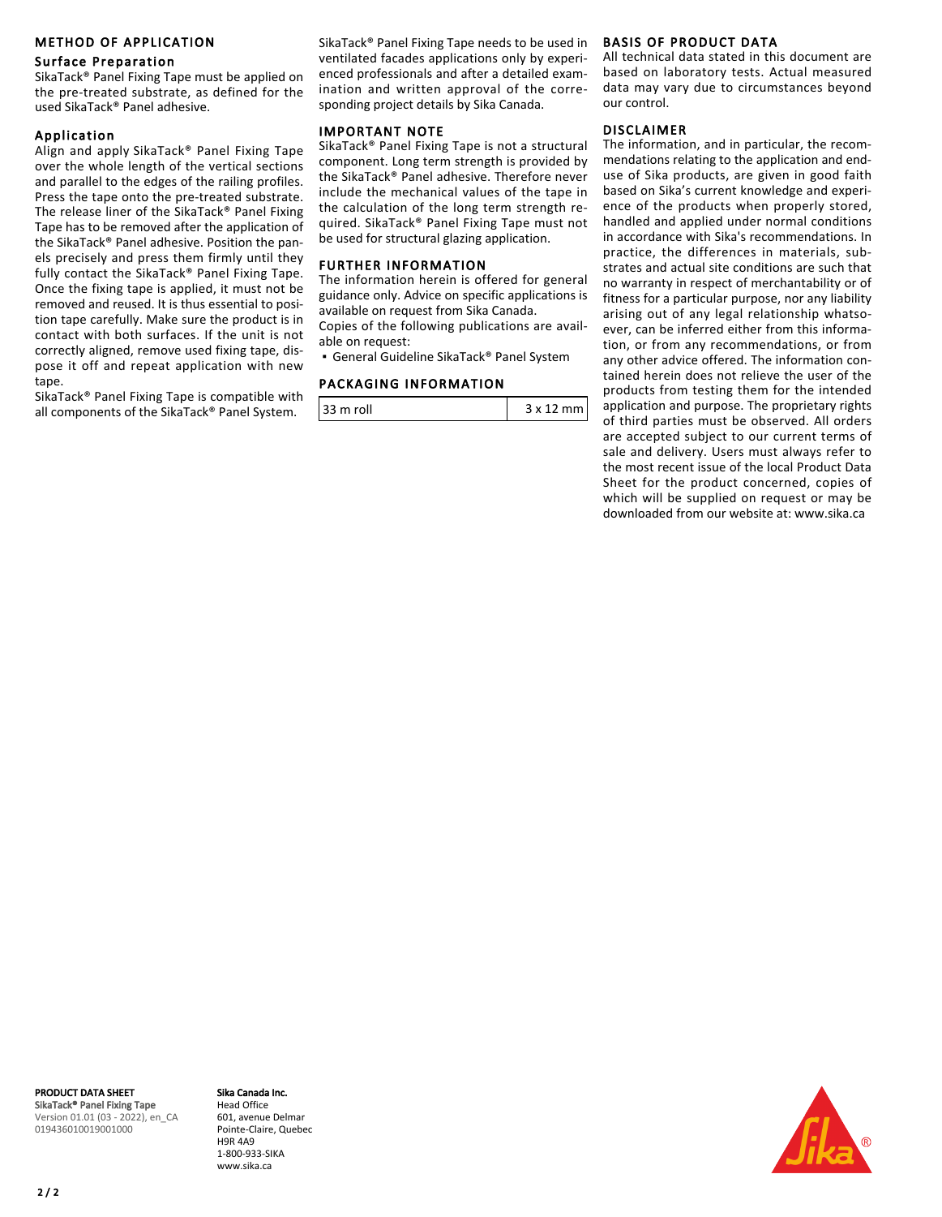## METHOD OF APPLICATION

### Surface Preparation

SikaTack® Panel Fixing Tape must be applied on the pre-treated substrate, as defined for the used SikaTack® Panel adhesive.

### Application

Align and apply SikaTack® Panel Fixing Tape over the whole length of the vertical sections and parallel to the edges of the railing profiles. Press the tape onto the pre-treated substrate. The release liner of the SikaTack® Panel Fixing Tape has to be removed after the application of the SikaTack® Panel adhesive. Position the panels precisely and press them firmly until they fully contact the SikaTack® Panel Fixing Tape. Once the fixing tape is applied, it must not be removed and reused. It is thus essential to position tape carefully. Make sure the product is in contact with both surfaces. If the unit is not correctly aligned, remove used fixing tape, dispose it off and repeat application with new tape.

SikaTack® Panel Fixing Tape is compatible with all components of the SikaTack® Panel System.

SikaTack® Panel Fixing Tape needs to be used in ventilated facades applications only by experienced professionals and after a detailed examination and written approval of the corresponding project details by Sika Canada.

## IMPORTANT NOTE

SikaTack® Panel Fixing Tape is not a structural component. Long term strength is provided by the SikaTack® Panel adhesive. Therefore never include the mechanical values of the tape in the calculation of the long term strength required. SikaTack® Panel Fixing Tape must not be used for structural glazing application.

## FURTHER INFORMATION

The information herein is offered for general guidance only. Advice on specific applications is available on request from Sika Canada.

Copies of the following publications are available on request:

- General Guideline SikaTack® Panel System

## PACKAGING INFORMATION

| | |
|---|---|
| 33 m roll | 3 x 12 mm |

## BASIS OF PRODUCT DATA

All technical data stated in this document are based on laboratory tests. Actual measured data may vary due to circumstances beyond our control.

## DISCLAIMER

The information, and in particular, the recommendations relating to the application and end-use of Sika products, are given in good faith based on Sika's current knowledge and experience of the products when properly stored, handled and applied under normal conditions in accordance with Sika's recommendations. In practice, the differences in materials, substrates and actual site conditions are such that no warranty in respect of merchantability or of fitness for a particular purpose, nor any liability arising out of any legal relationship whatsoever, can be inferred either from this information, or from any recommendations, or from any other advice offered. The information contained herein does not relieve the user of the products from testing them for the intended application and purpose. The proprietary rights of third parties must be observed. All orders are accepted subject to our current terms of sale and delivery. Users must always refer to the most recent issue of the local Product Data Sheet for the product concerned, copies of which will be supplied on request or may be downloaded from our website at: www.sika.ca

**PRODUCT DATA SHEET**
**SikaTack® Panel Fixing Tape**
Version 01.01 (03 - 2022), en_CA
019436010019001000

**Sika Canada Inc.**
Head Office
601, avenue Delmar
Pointe-Claire, Quebec
H9R 4A9
1-800-933-SIKA
www.sika.ca